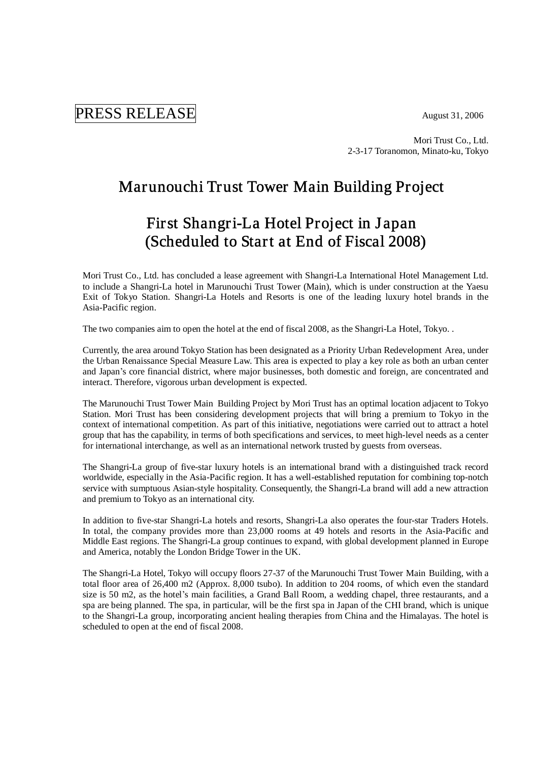PRESS RELEASE

August 31, 2006

Mori Trust Co., Ltd.
2-3-17 Toranomon, Minato-ku, Tokyo

# Marunouchi Trust Tower Main Building Project

# First Shangri-La Hotel Project in Japan (Scheduled to Start at End of Fiscal 2008)

Mori Trust Co., Ltd. has concluded a lease agreement with Shangri-La International Hotel Management Ltd. to include a Shangri-La hotel in Marunouchi Trust Tower (Main), which is under construction at the Yaesu Exit of Tokyo Station. Shangri-La Hotels and Resorts is one of the leading luxury hotel brands in the Asia-Pacific region.

The two companies aim to open the hotel at the end of fiscal 2008, as the Shangri-La Hotel, Tokyo. .

Currently, the area around Tokyo Station has been designated as a Priority Urban Redevelopment Area, under the Urban Renaissance Special Measure Law. This area is expected to play a key role as both an urban center and Japan's core financial district, where major businesses, both domestic and foreign, are concentrated and interact. Therefore, vigorous urban development is expected.

The Marunouchi Trust Tower Main Building Project by Mori Trust has an optimal location adjacent to Tokyo Station. Mori Trust has been considering development projects that will bring a premium to Tokyo in the context of international competition. As part of this initiative, negotiations were carried out to attract a hotel group that has the capability, in terms of both specifications and services, to meet high-level needs as a center for international interchange, as well as an international network trusted by guests from overseas.

The Shangri-La group of five-star luxury hotels is an international brand with a distinguished track record worldwide, especially in the Asia-Pacific region. It has a well-established reputation for combining top-notch service with sumptuous Asian-style hospitality. Consequently, the Shangri-La brand will add a new attraction and premium to Tokyo as an international city.

In addition to five-star Shangri-La hotels and resorts, Shangri-La also operates the four-star Traders Hotels. In total, the company provides more than 23,000 rooms at 49 hotels and resorts in the Asia-Pacific and Middle East regions. The Shangri-La group continues to expand, with global development planned in Europe and America, notably the London Bridge Tower in the UK.

The Shangri-La Hotel, Tokyo will occupy floors 27-37 of the Marunouchi Trust Tower Main Building, with a total floor area of 26,400 m2 (Approx. 8,000 tsubo). In addition to 204 rooms, of which even the standard size is 50 m2, as the hotel's main facilities, a Grand Ball Room, a wedding chapel, three restaurants, and a spa are being planned. The spa, in particular, will be the first spa in Japan of the CHI brand, which is unique to the Shangri-La group, incorporating ancient healing therapies from China and the Himalayas. The hotel is scheduled to open at the end of fiscal 2008.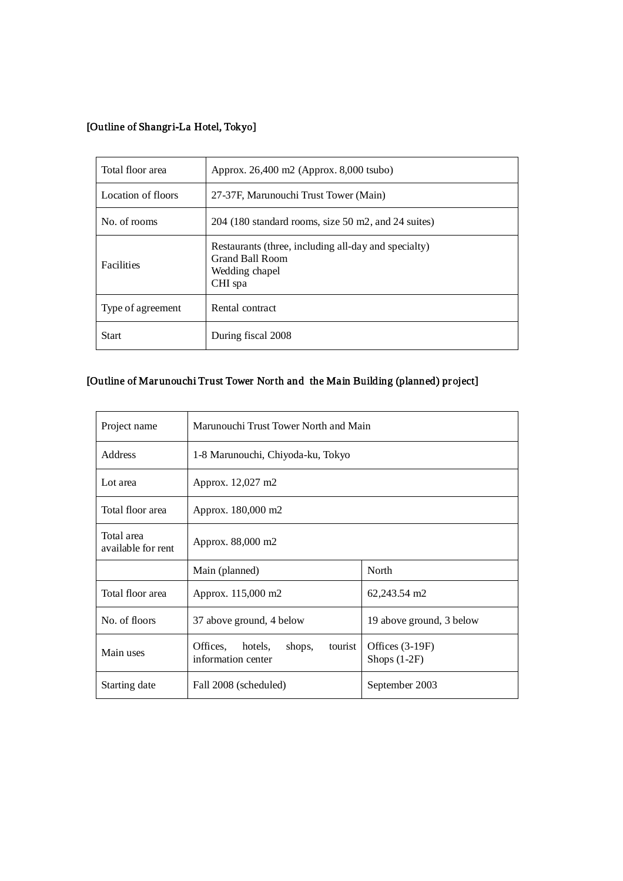[Outline of Shangri-La Hotel, Tokyo]

| | |
|---|---|
| Total floor area | Approx. 26,400 m2 (Approx. 8,000 tsubo) |
| Location of floors | 27-37F, Marunouchi Trust Tower (Main) |
| No. of rooms | 204 (180 standard rooms, size 50 m2, and 24 suites) |
| Facilities | Restaurants (three, including all-day and specialty)<br>Grand Ball Room<br>Wedding chapel<br>CHI spa |
| Type of agreement | Rental contract |
| Start | During fiscal 2008 |

[Outline of Marunouchi Trust Tower North and the Main Building (planned) project]

| | | |
|---|---|---|
| Project name | Marunouchi Trust Tower North and Main | |
| Address | 1-8 Marunouchi, Chiyoda-ku, Tokyo | |
| Lot area | Approx. 12,027 m2 | |
| Total floor area | Approx. 180,000 m2 | |
| Total area available for rent | Approx. 88,000 m2 | |
| | Main (planned) | North |
| Total floor area | Approx. 115,000 m2 | 62,243.54 m2 |
| No. of floors | 37 above ground, 4 below | 19 above ground, 3 below |
| Main uses | Offices, hotels, shops, tourist information center | Offices (3-19F)<br>Shops (1-2F) |
| Starting date | Fall 2008 (scheduled) | September 2003 |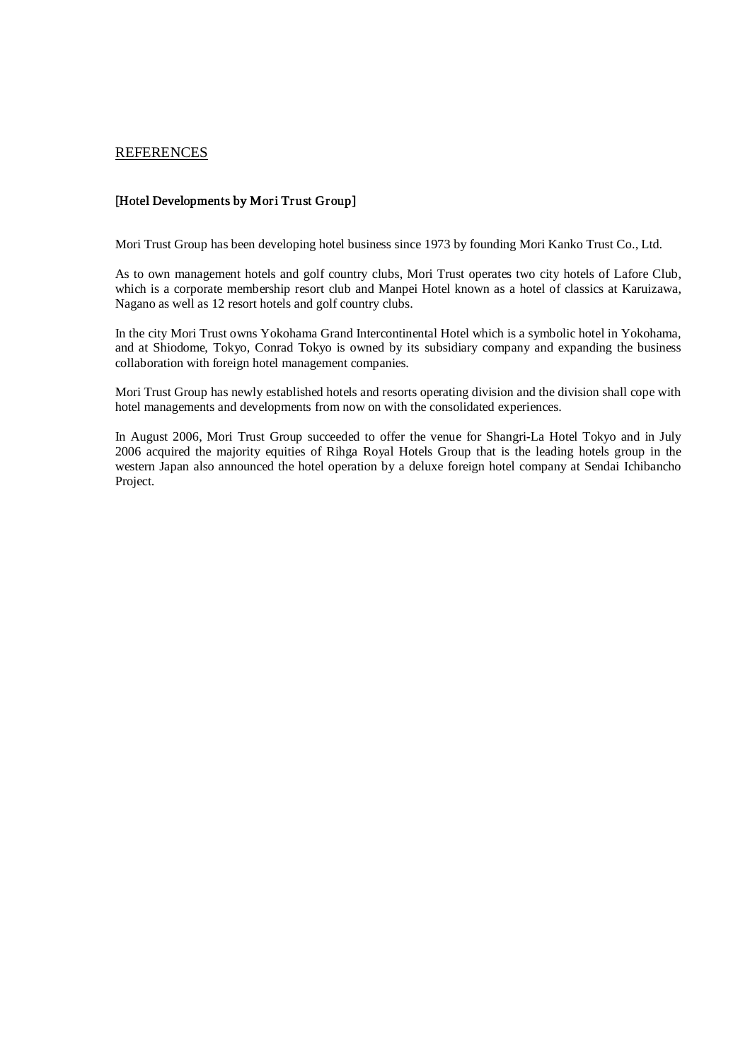## REFERENCES

### [Hotel Developments by Mori Trust Group]

Mori Trust Group has been developing hotel business since 1973 by founding Mori Kanko Trust Co., Ltd.

As to own management hotels and golf country clubs, Mori Trust operates two city hotels of Lafore Club, which is a corporate membership resort club and Manpei Hotel known as a hotel of classics at Karuizawa, Nagano as well as 12 resort hotels and golf country clubs.

In the city Mori Trust owns Yokohama Grand Intercontinental Hotel which is a symbolic hotel in Yokohama, and at Shiodome, Tokyo, Conrad Tokyo is owned by its subsidiary company and expanding the business collaboration with foreign hotel management companies.

Mori Trust Group has newly established hotels and resorts operating division and the division shall cope with hotel managements and developments from now on with the consolidated experiences.

In August 2006, Mori Trust Group succeeded to offer the venue for Shangri-La Hotel Tokyo and in July 2006 acquired the majority equities of Rihga Royal Hotels Group that is the leading hotels group in the western Japan also announced the hotel operation by a deluxe foreign hotel company at Sendai Ichibancho Project.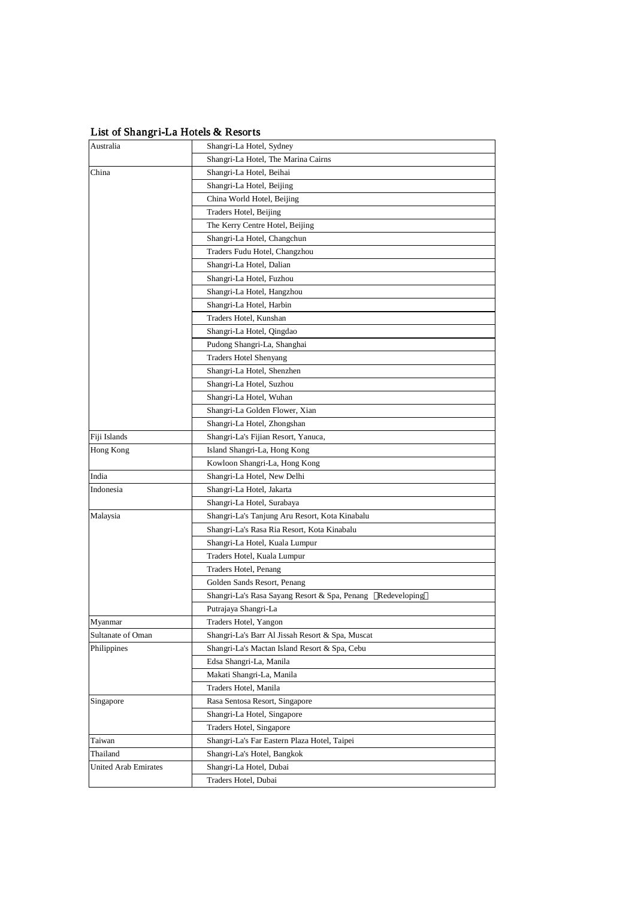## List of Shangri-La Hotels & Resorts

| | |
|---|---|
| Australia | Shangri-La Hotel, Sydney |
| | Shangri-La Hotel, The Marina Cairns |
| China | Shangri-La Hotel, Beihai |
| | Shangri-La Hotel, Beijing |
| | China World Hotel, Beijing |
| | Traders Hotel, Beijing |
| | The Kerry Centre Hotel, Beijing |
| | Shangri-La Hotel, Changchun |
| | Traders Fudu Hotel, Changzhou |
| | Shangri-La Hotel, Dalian |
| | Shangri-La Hotel, Fuzhou |
| | Shangri-La Hotel, Hangzhou |
| | Shangri-La Hotel, Harbin |
| | Traders Hotel, Kunshan |
| | Shangri-La Hotel, Qingdao |
| | Pudong Shangri-La, Shanghai |
| | Traders Hotel Shenyang |
| | Shangri-La Hotel, Shenzhen |
| | Shangri-La Hotel, Suzhou |
| | Shangri-La Hotel, Wuhan |
| | Shangri-La Golden Flower, Xian |
| | Shangri-La Hotel, Zhongshan |
| Fiji Islands | Shangri-La's Fijian Resort, Yanuca, |
| Hong Kong | Island Shangri-La, Hong Kong |
| | Kowloon Shangri-La, Hong Kong |
| India | Shangri-La Hotel, New Delhi |
| Indonesia | Shangri-La Hotel, Jakarta |
| | Shangri-La Hotel, Surabaya |
| Malaysia | Shangri-La's Tanjung Aru Resort, Kota Kinabalu |
| | Shangri-La's Rasa Ria Resort, Kota Kinabalu |
| | Shangri-La Hotel, Kuala Lumpur |
| | Traders Hotel, Kuala Lumpur |
| | Traders Hotel, Penang |
| | Golden Sands Resort, Penang |
| | Shangri-La's Rasa Sayang Resort & Spa, Penang （Redeveloping） |
| | Putrajaya Shangri-La |
| Myanmar | Traders Hotel, Yangon |
| Sultanate of Oman | Shangri-La's Barr Al Jissah Resort & Spa, Muscat |
| Philippines | Shangri-La's Mactan Island Resort & Spa, Cebu |
| | Edsa Shangri-La, Manila |
| | Makati Shangri-La, Manila |
| | Traders Hotel, Manila |
| Singapore | Rasa Sentosa Resort, Singapore |
| | Shangri-La Hotel, Singapore |
| | Traders Hotel, Singapore |
| Taiwan | Shangri-La's Far Eastern Plaza Hotel, Taipei |
| Thailand | Shangri-La's Hotel, Bangkok |
| United Arab Emirates | Shangri-La Hotel, Dubai |
| | Traders Hotel, Dubai |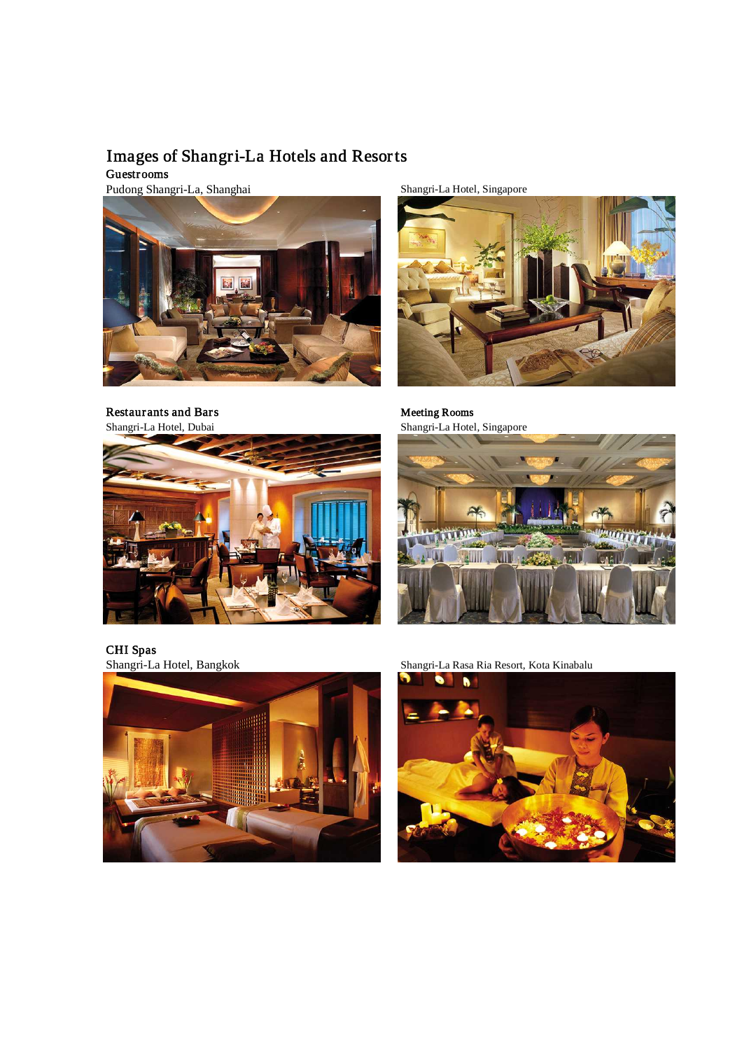# Images of Shangri-La Hotels and Resorts

## Guestrooms

Pudong Shangri-La, Shanghai

Shangri-La Hotel, Singapore

## Restaurants and Bars

Shangri-La Hotel, Dubai

## Meeting Rooms

Shangri-La Hotel, Singapore

## CHI Spas

Shangri-La Hotel, Bangkok

Shangri-La Rasa Ria Resort, Kota Kinabalu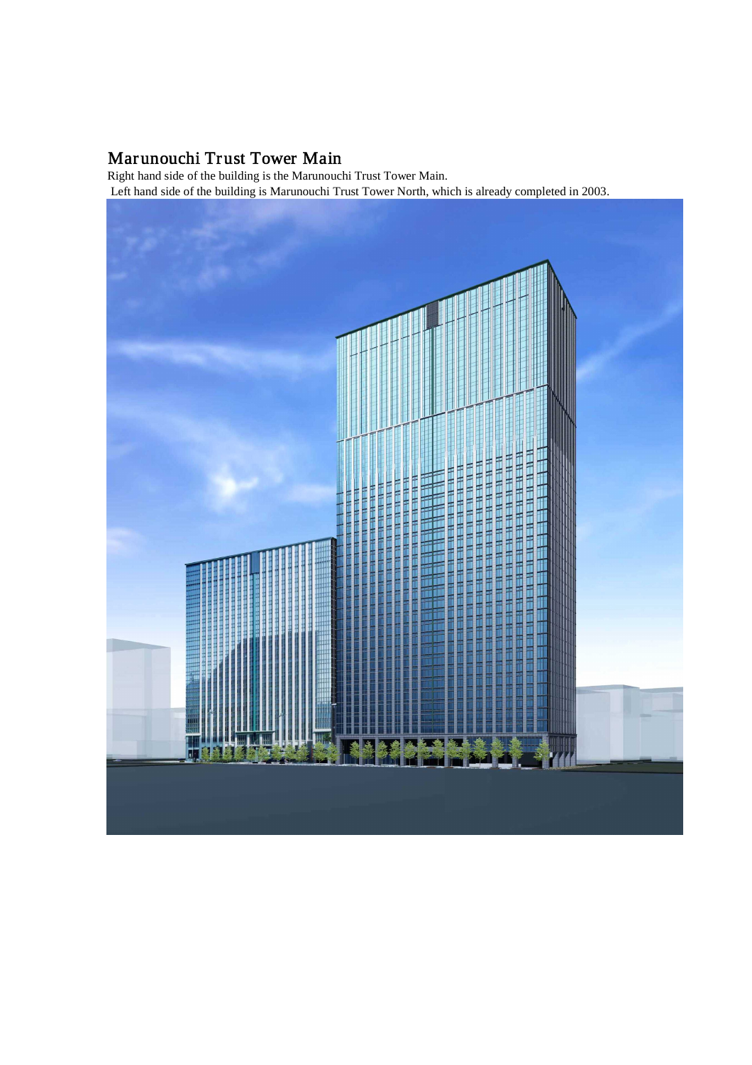## Marunouchi Trust Tower Main

Right hand side of the building is the Marunouchi Trust Tower Main.

Left hand side of the building is Marunouchi Trust Tower North, which is already completed in 2003.